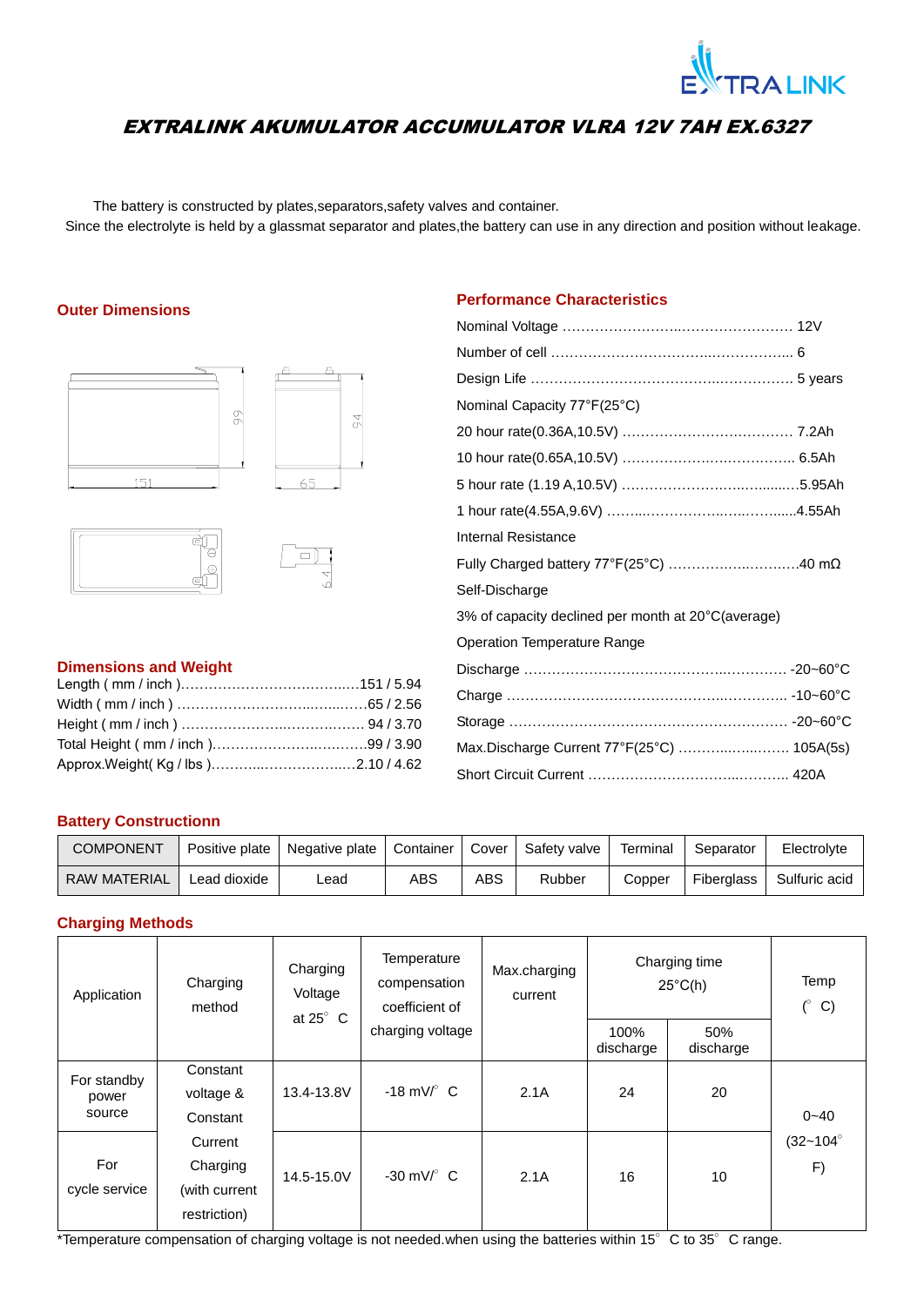# EXTRALINK AKUMULATOR ACCUMULATOR VLRA 12V 7AH EX.6327

The battery is constructed by plates,separators,safety valves and container.

Since the electrolyte is held by a glassmat separator and plates,the battery can use in any direction and position without leakage.

## Outer Dimensions

## Dimensions and Weight

Length ( mm / inch )……………………………..….151 / 5.94
Width ( mm / inch ) ……………………….…...…..…65 / 2.56
Height ( mm / inch ) …………………...…...………. 94 / 3.70
Total Height ( mm / inch )……………………..…..…..99 / 3.90
Approx.Weight( Kg / lbs )………....……………..….2.10 / 4.62

## Performance Characteristics

Nominal Voltage ……………………..…………………… 12V
Number of cell ………………………………..…………….. 6
Design Life ……………………………………..…………… 5 years
Nominal Capacity 77°F(25°C)
20 hour rate(0.36A,10.5V) …………………….………… 7.2Ah
10 hour rate(0.65A,10.5V) …………………..………….. 6.5Ah
5 hour rate (1.19 A,10.5V) ……………………..……........5.95Ah
1 hour rate(4.55A,9.6V) ……....……………..…..…….....4.55Ah
Internal Resistance
Fully Charged battery 77°F(25°C) …………….……..…..40 mΩ
Self-Discharge
3% of capacity declined per month at 20°C(average)
Operation Temperature Range
Discharge …………………………………..………… -20~60°C
Charge ……………………………………….……….. -10~60°C
Storage …………………………………………………… -20~60°C
Max.Discharge Current 77°F(25°C) …………..…..…… 105A(5s)
Short Circuit Current ……………………….....……….. 420A

## Battery Constructionn

| COMPONENT | Positive plate | Negative plate | Container | Cover | Safety valve | Terminal | Separator | Electrolyte |
|---|---|---|---|---|---|---|---|---|
| RAW MATERIAL | Lead dioxide | Lead | ABS | ABS | Rubber | Copper | Fiberglass | Sulfuric acid |

## Charging Methods

| Application | Charging method | Charging Voltage at 25° C | Temperature compensation coefficient of charging voltage | Max.charging current | Charging time 25°C(h) | | Temp (° C) |
|---|---|---|---|---|---|---|---|
| | | | | | 100% discharge | 50% discharge | |
| For standby power source | Constant voltage & Constant Current Charging (with current restriction) | 13.4-13.8V | -18 mV/° C | 2.1A | 24 | 20 | 0~40 (32~104° F) |
| For cycle service | | 14.5-15.0V | -30 mV/° C | 2.1A | 16 | 10 | |

*Temperature compensation of charging voltage is not needed.when using the batteries within 15° C to 35° C range.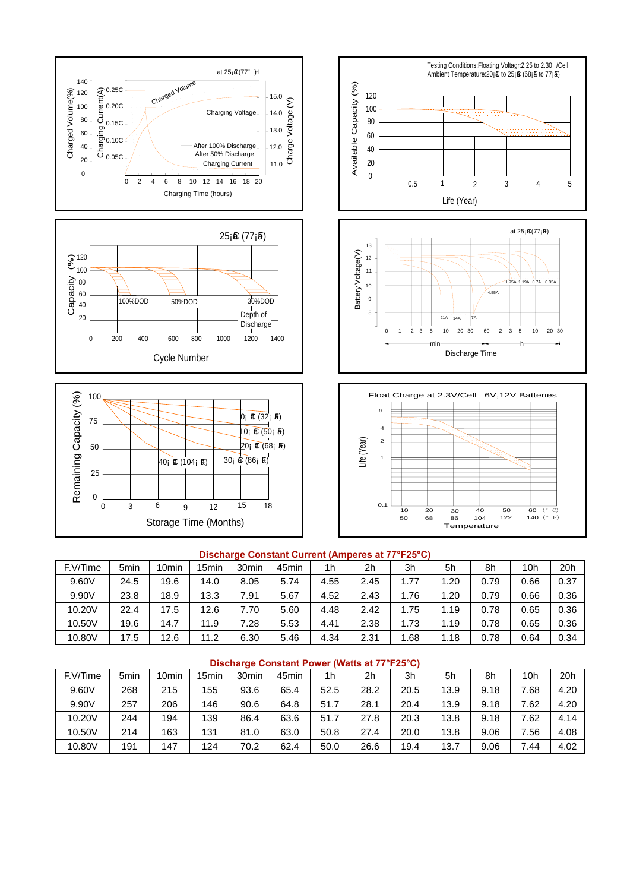at 25¡æ(77¨H

140
120
100
80
60
40
20
0

Charged Volume(%)

0.25C
0.20C
0.15C
0.10C
0.05C

Charging Current(A)

Charged Volume

Charging Voltage

After 100% Discharge
After 50% Discharge
Charging Current

15.0
14.0
13.0
12.0
11.0

Charge Voltage (V)

0 2 4 6 8 10 12 14 16 18 20

Charging Time (hours)

Testing Conditions:Floating Voltagr:2.25 to 2.30 /Cell
Ambient Temperature:20¡æ to 25¡æ (68¡ã to 77¡ã)

120
100
80
60
40
20
0

Available Capacity (%)

0.5 1 2 3 4 5

Life (Year)

25¡æ (77¡ã)

120
100
80
60
40
20

Capacity (%)

100%DOD
50%DOD
30%DOD

Depth of Discharge

0 200 400 600 800 1000 1200 1400

Cycle Number

at 25¡æ(77¡ã)

13
12
11
10
9
8

Battery Voltage(V)

1.75A 1.19A 0.7A 0.35A
4.55A
21A 14A 7A

0 1 2 3 5 10 20 30 60 2 3 5 10 20 30

min h

Discharge Time

100
75
50
25
0

Remaining Capacity (%)

0¡ æ (32¡ ã)
10¡ æ (50¡ ã)
20¡ æ (68¡ ã)
30¡ æ (86¡ ã)
40¡ æ (104¡ ã)

0 3 6 9 12 15 18

Storage Time (Months)

Float Charge at 2.3V/Cell 6V,12V Batteries

6
4
2
1
0.1

Life (Year)

10 20 30 40 50 60 (° C)
50 68 86 104 122 140 (° F)

Temperature

**Discharge Constant Current (Amperes at 77°F25°C)**

| F.V/Time | 5min | 10min | 15min | 30min | 45min | 1h | 2h | 3h | 5h | 8h | 10h | 20h |
|---|---|---|---|---|---|---|---|---|---|---|---|---|
| 9.60V | 24.5 | 19.6 | 14.0 | 8.05 | 5.74 | 4.55 | 2.45 | 1.77 | 1.20 | 0.79 | 0.66 | 0.37 |
| 9.90V | 23.8 | 18.9 | 13.3 | 7.91 | 5.67 | 4.52 | 2.43 | 1.76 | 1.20 | 0.79 | 0.66 | 0.36 |
| 10.20V | 22.4 | 17.5 | 12.6 | 7.70 | 5.60 | 4.48 | 2.42 | 1.75 | 1.19 | 0.78 | 0.65 | 0.36 |
| 10.50V | 19.6 | 14.7 | 11.9 | 7.28 | 5.53 | 4.41 | 2.38 | 1.73 | 1.19 | 0.78 | 0.65 | 0.36 |
| 10.80V | 17.5 | 12.6 | 11.2 | 6.30 | 5.46 | 4.34 | 2.31 | 1.68 | 1.18 | 0.78 | 0.64 | 0.34 |

**Discharge Constant Power (Watts at 77°F25°C)**

| F.V/Time | 5min | 10min | 15min | 30min | 45min | 1h | 2h | 3h | 5h | 8h | 10h | 20h |
|---|---|---|---|---|---|---|---|---|---|---|---|---|
| 9.60V | 268 | 215 | 155 | 93.6 | 65.4 | 52.5 | 28.2 | 20.5 | 13.9 | 9.18 | 7.68 | 4.20 |
| 9.90V | 257 | 206 | 146 | 90.6 | 64.8 | 51.7 | 28.1 | 20.4 | 13.9 | 9.18 | 7.62 | 4.20 |
| 10.20V | 244 | 194 | 139 | 86.4 | 63.6 | 51.7 | 27.8 | 20.3 | 13.8 | 9.18 | 7.62 | 4.14 |
| 10.50V | 214 | 163 | 131 | 81.0 | 63.0 | 50.8 | 27.4 | 20.0 | 13.8 | 9.06 | 7.56 | 4.08 |
| 10.80V | 191 | 147 | 124 | 70.2 | 62.4 | 50.0 | 26.6 | 19.4 | 13.7 | 9.06 | 7.44 | 4.02 |